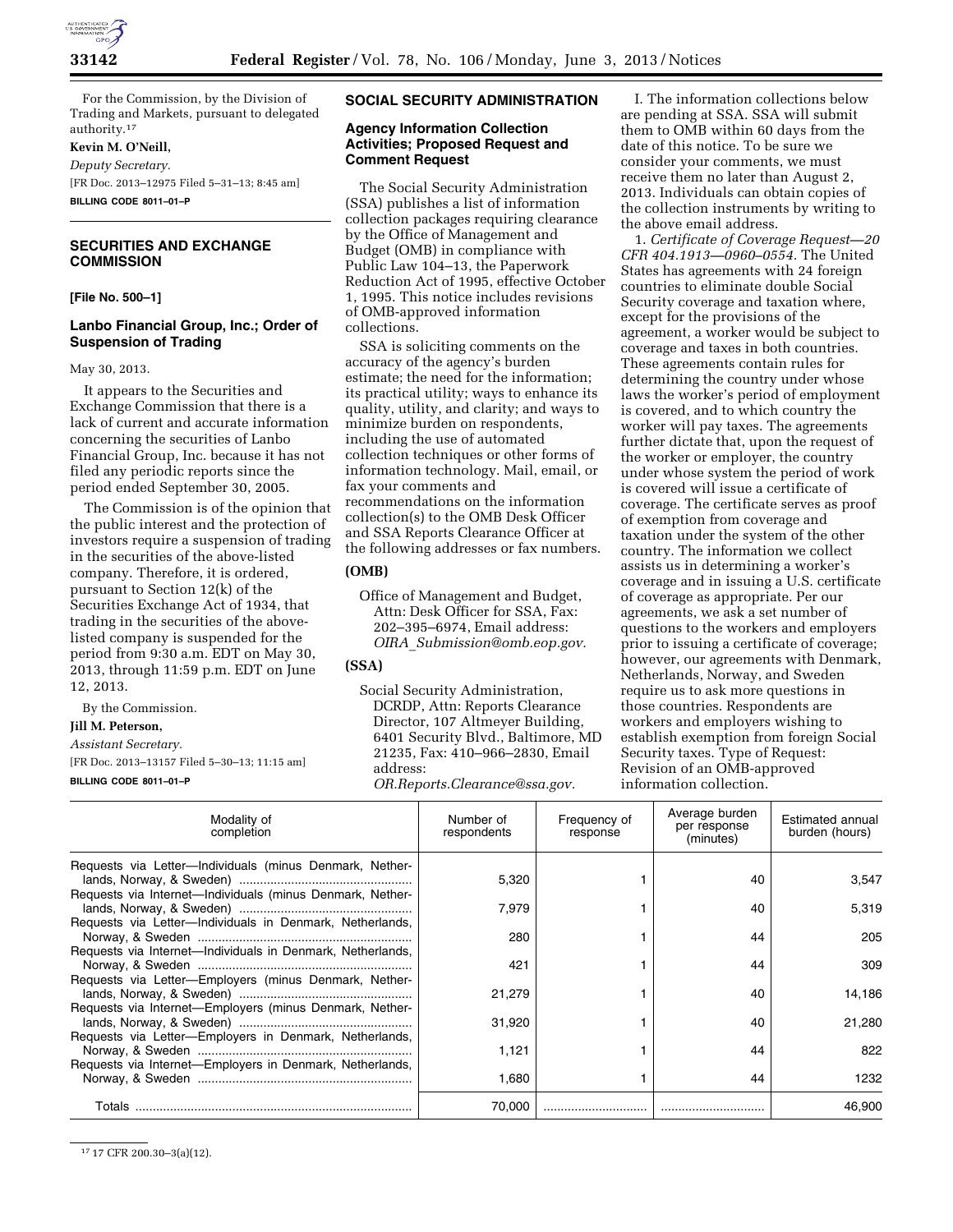For the Commission, by the Division of Trading and Markets, pursuant to delegated authority.[17]

**Kevin M. O'Neill,**

*Deputy Secretary.*

[FR Doc. 2013–12975 Filed 5–31–13; 8:45 am]

**BILLING CODE 8011–01–P**

## SECURITIES AND EXCHANGE COMMISSION

**[File No. 500–1]**

### Lanbo Financial Group, Inc.; Order of Suspension of Trading

May 30, 2013.

It appears to the Securities and Exchange Commission that there is a lack of current and accurate information concerning the securities of Lanbo Financial Group, Inc. because it has not filed any periodic reports since the period ended September 30, 2005.

The Commission is of the opinion that the public interest and the protection of investors require a suspension of trading in the securities of the above-listed company. Therefore, it is ordered, pursuant to Section 12(k) of the Securities Exchange Act of 1934, that trading in the securities of the above-listed company is suspended for the period from 9:30 a.m. EDT on May 30, 2013, through 11:59 p.m. EDT on June 12, 2013.

By the Commission.

**Jill M. Peterson,**

*Assistant Secretary.*

[FR Doc. 2013–13157 Filed 5–30–13; 11:15 am]

**BILLING CODE 8011–01–P**

## SOCIAL SECURITY ADMINISTRATION

### Agency Information Collection Activities; Proposed Request and Comment Request

The Social Security Administration (SSA) publishes a list of information collection packages requiring clearance by the Office of Management and Budget (OMB) in compliance with Public Law 104–13, the Paperwork Reduction Act of 1995, effective October 1, 1995. This notice includes revisions of OMB-approved information collections.

SSA is soliciting comments on the accuracy of the agency's burden estimate; the need for the information; its practical utility; ways to enhance its quality, utility, and clarity; and ways to minimize burden on respondents, including the use of automated collection techniques or other forms of information technology. Mail, email, or fax your comments and recommendations on the information collection(s) to the OMB Desk Officer and SSA Reports Clearance Officer at the following addresses or fax numbers.

**(OMB)**

Office of Management and Budget, Attn: Desk Officer for SSA, Fax: 202–395–6974, Email address: *OIRA_Submission@omb.eop.gov.*

**(SSA)**

Social Security Administration, DCRDP, Attn: Reports Clearance Director, 107 Altmeyer Building, 6401 Security Blvd., Baltimore, MD 21235, Fax: 410–966–2830, Email address: *OR.Reports.Clearance@ssa.gov.*

I. The information collections below are pending at SSA. SSA will submit them to OMB within 60 days from the date of this notice. To be sure we consider your comments, we must receive them no later than August 2, 2013. Individuals can obtain copies of the collection instruments by writing to the above email address.

1. *Certificate of Coverage Request—20 CFR 404.1913—0960–0554.* The United States has agreements with 24 foreign countries to eliminate double Social Security coverage and taxation where, except for the provisions of the agreement, a worker would be subject to coverage and taxes in both countries. These agreements contain rules for determining the country under whose laws the worker's period of employment is covered, and to which country the worker will pay taxes. The agreements further dictate that, upon the request of the worker or employer, the country under whose system the period of work is covered will issue a certificate of coverage. The certificate serves as proof of exemption from coverage and taxation under the system of the other country. The information we collect assists us in determining a worker's coverage and in issuing a U.S. certificate of coverage as appropriate. Per our agreements, we ask a set number of questions to the workers and employers prior to issuing a certificate of coverage; however, our agreements with Denmark, Netherlands, Norway, and Sweden require us to ask more questions in those countries. Respondents are workers and employers wishing to establish exemption from foreign Social Security taxes. Type of Request: Revision of an OMB-approved information collection.

| Modality of completion | Number of respondents | Frequency of response | Average burden per response (minutes) | Estimated annual burden (hours) |
|---|---|---|---|---|
| Requests via Letter—Individuals (minus Denmark, Netherlands, Norway, & Sweden) | 5,320 | 1 | 40 | 3,547 |
| Requests via Internet—Individuals (minus Denmark, Netherlands, Norway, & Sweden) | 7,979 | 1 | 40 | 5,319 |
| Requests via Letter—Individuals in Denmark, Netherlands, Norway, & Sweden | 280 | 1 | 44 | 205 |
| Requests via Internet—Individuals in Denmark, Netherlands, Norway, & Sweden | 421 | 1 | 44 | 309 |
| Requests via Letter—Employers (minus Denmark, Netherlands, Norway, & Sweden) | 21,279 | 1 | 40 | 14,186 |
| Requests via Internet—Employers (minus Denmark, Netherlands, Norway, & Sweden) | 31,920 | 1 | 40 | 21,280 |
| Requests via Letter—Employers in Denmark, Netherlands, Norway, & Sweden | 1,121 | 1 | 44 | 822 |
| Requests via Internet—Employers in Denmark, Netherlands, Norway, & Sweden | 1,680 | 1 | 44 | 1232 |
| Totals | 70,000 | | | 46,900 |

[17] 17 CFR 200.30–3(a)(12).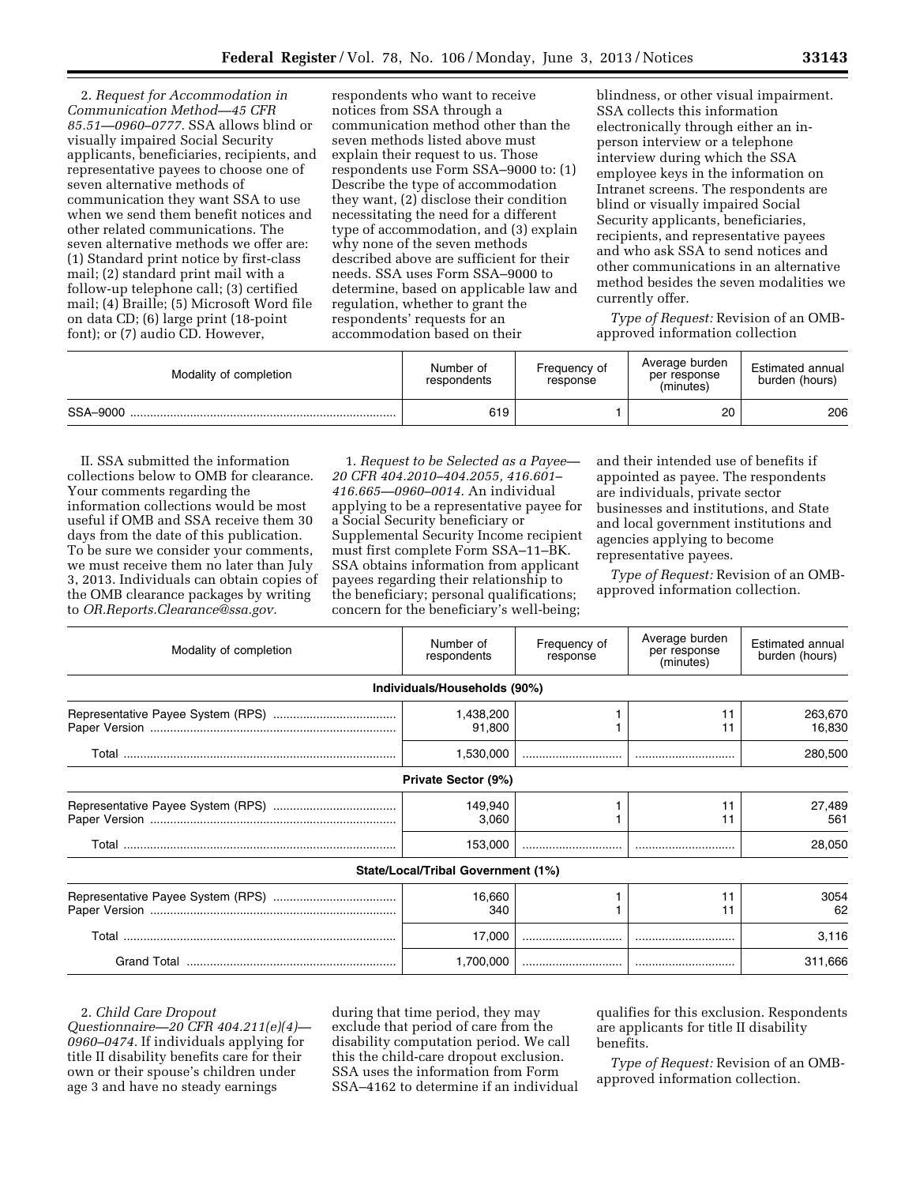2. *Request for Accommodation in Communication Method—45 CFR 85.51—0960–0777.* SSA allows blind or visually impaired Social Security applicants, beneficiaries, recipients, and representative payees to choose one of seven alternative methods of communication they want SSA to use when we send them benefit notices and other related communications. The seven alternative methods we offer are: (1) Standard print notice by first-class mail; (2) standard print mail with a follow-up telephone call; (3) certified mail; (4) Braille; (5) Microsoft Word file on data CD; (6) large print (18-point font); or (7) audio CD. However, respondents who want to receive notices from SSA through a communication method other than the seven methods listed above must explain their request to us. Those respondents use Form SSA–9000 to: (1) Describe the type of accommodation they want, (2) disclose their condition necessitating the need for a different type of accommodation, and (3) explain why none of the seven methods described above are sufficient for their needs. SSA uses Form SSA–9000 to determine, based on applicable law and regulation, whether to grant the respondents' requests for an accommodation based on their blindness, or other visual impairment. SSA collects this information electronically through either an in-person interview or a telephone interview during which the SSA employee keys in the information on Intranet screens. The respondents are blind or visually impaired Social Security applicants, beneficiaries, recipients, and representative payees and who ask SSA to send notices and other communications in an alternative method besides the seven modalities we currently offer.

*Type of Request:* Revision of an OMB-approved information collection

| Modality of completion | Number of respondents | Frequency of response | Average burden per response (minutes) | Estimated annual burden (hours) |
|---|---|---|---|---|
| SSA–9000 | 619 | 1 | 20 | 206 |

II. SSA submitted the information collections below to OMB for clearance. Your comments regarding the information collections would be most useful if OMB and SSA receive them 30 days from the date of this publication. To be sure we consider your comments, we must receive them no later than July 3, 2013. Individuals can obtain copies of the OMB clearance packages by writing to *OR.Reports.Clearance@ssa.gov.*

1. *Request to be Selected as a Payee—20 CFR 404.2010–404.2055, 416.601–416.665—0960–0014.* An individual applying to be a representative payee for a Social Security beneficiary or Supplemental Security Income recipient must first complete Form SSA–11–BK. SSA obtains information from applicant payees regarding their relationship to the beneficiary; personal qualifications; concern for the beneficiary's well-being; and their intended use of benefits if appointed as payee. The respondents are individuals, private sector businesses and institutions, and State and local government institutions and agencies applying to become representative payees.

*Type of Request:* Revision of an OMB-approved information collection.

| Modality of completion | Number of respondents | Frequency of response | Average burden per response (minutes) | Estimated annual burden (hours) |
|---|---|---|---|---|
| **Individuals/Households (90%)** | | | | |
| Representative Payee System (RPS) | 1,438,200 | 1 | 11 | 263,670 |
| Paper Version | 91,800 | 1 | 11 | 16,830 |
| Total | 1,530,000 | | | 280,500 |
| **Private Sector (9%)** | | | | |
| Representative Payee System (RPS) | 149,940 | 1 | 11 | 27,489 |
| Paper Version | 3,060 | 1 | 11 | 561 |
| Total | 153,000 | | | 28,050 |
| **State/Local/Tribal Government (1%)** | | | | |
| Representative Payee System (RPS) | 16,660 | 1 | 11 | 3054 |
| Paper Version | 340 | 1 | 11 | 62 |
| Total | 17,000 | | | 3,116 |
| Grand Total | 1,700,000 | | | 311,666 |

2. *Child Care Dropout Questionnaire—20 CFR 404.211(e)(4)—0960–0474.* If individuals applying for title II disability benefits care for their own or their spouse's children under age 3 and have no steady earnings during that time period, they may exclude that period of care from the disability computation period. We call this the child-care dropout exclusion. SSA uses the information from Form SSA–4162 to determine if an individual qualifies for this exclusion. Respondents are applicants for title II disability benefits.

*Type of Request:* Revision of an OMB-approved information collection.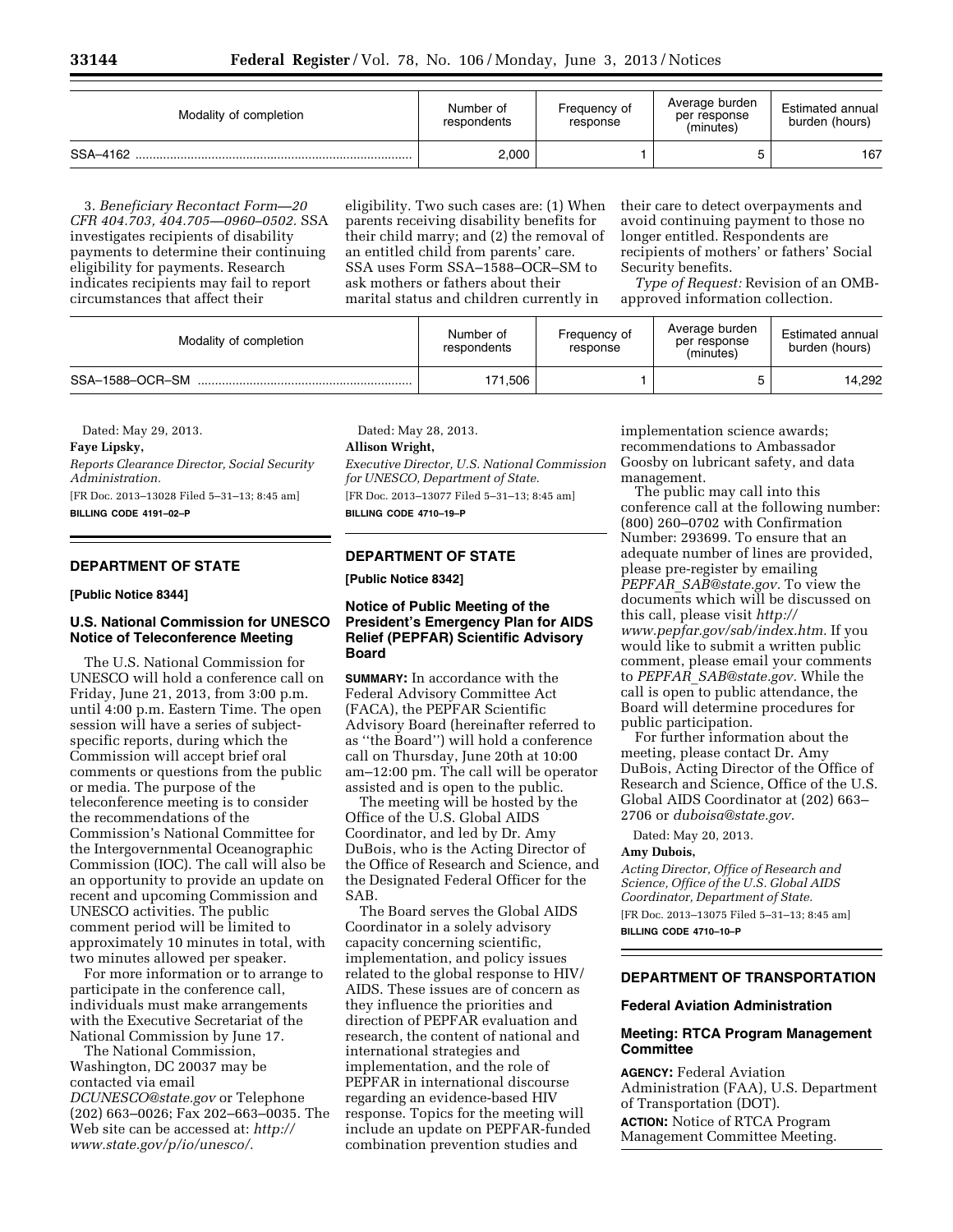| Modality of completion | Number of respondents | Frequency of response | Average burden per response (minutes) | Estimated annual burden (hours) |
|---|---|---|---|---|
| SSA–4162 | 2,000 | 1 | 5 | 167 |

3. *Beneficiary Recontact Form—20 CFR 404.703, 404.705—0960–0502.* SSA investigates recipients of disability payments to determine their continuing eligibility for payments. Research indicates recipients may fail to report circumstances that affect their eligibility. Two such cases are: (1) When parents receiving disability benefits for their child marry; and (2) the removal of an entitled child from parents' care. SSA uses Form SSA–1588–OCR–SM to ask mothers or fathers about their marital status and children currently in their care to detect overpayments and avoid continuing payment to those no longer entitled. Respondents are recipients of mothers' or fathers' Social Security benefits.

*Type of Request:* Revision of an OMB-approved information collection.

| Modality of completion | Number of respondents | Frequency of response | Average burden per response (minutes) | Estimated annual burden (hours) |
|---|---|---|---|---|
| SSA–1588–OCR–SM | 171,506 | 1 | 5 | 14,292 |

Dated: May 29, 2013.

**Faye Lipsky,**

*Reports Clearance Director, Social Security Administration.*

[FR Doc. 2013–13028 Filed 5–31–13; 8:45 am]

**BILLING CODE 4191–02–P**

## DEPARTMENT OF STATE

**[Public Notice 8344]**

### U.S. National Commission for UNESCO Notice of Teleconference Meeting

The U.S. National Commission for UNESCO will hold a conference call on Friday, June 21, 2013, from 3:00 p.m. until 4:00 p.m. Eastern Time. The open session will have a series of subject-specific reports, during which the Commission will accept brief oral comments or questions from the public or media. The purpose of the teleconference meeting is to consider the recommendations of the Commission's National Committee for the Intergovernmental Oceanographic Commission (IOC). The call will also be an opportunity to provide an update on recent and upcoming Commission and UNESCO activities. The public comment period will be limited to approximately 10 minutes in total, with two minutes allowed per speaker.

For more information or to arrange to participate in the conference call, individuals must make arrangements with the Executive Secretariat of the National Commission by June 17.

The National Commission, Washington, DC 20037 may be contacted via email *DCUNESCO@state.gov* or Telephone (202) 663–0026; Fax 202–663–0035. The Web site can be accessed at: *http://www.state.gov/p/io/unesco/.*

Dated: May 28, 2013.

**Allison Wright,**

*Executive Director, U.S. National Commission for UNESCO, Department of State.*

[FR Doc. 2013–13077 Filed 5–31–13; 8:45 am]

**BILLING CODE 4710–19–P**

## DEPARTMENT OF STATE

**[Public Notice 8342]**

### Notice of Public Meeting of the President's Emergency Plan for AIDS Relief (PEPFAR) Scientific Advisory Board

**SUMMARY:** In accordance with the Federal Advisory Committee Act (FACA), the PEPFAR Scientific Advisory Board (hereinafter referred to as ''the Board'') will hold a conference call on Thursday, June 20th at 10:00 am–12:00 pm. The call will be operator assisted and is open to the public.

The meeting will be hosted by the Office of the U.S. Global AIDS Coordinator, and led by Dr. Amy DuBois, who is the Acting Director of the Office of Research and Science, and the Designated Federal Officer for the SAB.

The Board serves the Global AIDS Coordinator in a solely advisory capacity concerning scientific, implementation, and policy issues related to the global response to HIV/AIDS. These issues are of concern as they influence the priorities and direction of PEPFAR evaluation and research, the content of national and international strategies and implementation, and the role of PEPFAR in international discourse regarding an evidence-based HIV response. Topics for the meeting will include an update on PEPFAR-funded combination prevention studies and implementation science awards; recommendations to Ambassador Goosby on lubricant safety, and data management.

The public may call into this conference call at the following number: (800) 260–0702 with Confirmation Number: 293699. To ensure that an adequate number of lines are provided, please pre-register by emailing *PEPFAR_SAB@state.gov*. To view the documents which will be discussed on this call, please visit *http://www.pepfar.gov/sab/index.htm.* If you would like to submit a written public comment, please email your comments to *PEPFAR_SAB@state.gov.* While the call is open to public attendance, the Board will determine procedures for public participation.

For further information about the meeting, please contact Dr. Amy DuBois, Acting Director of the Office of Research and Science, Office of the U.S. Global AIDS Coordinator at (202) 663–2706 or *duboisa@state.gov.*

Dated: May 20, 2013.

**Amy Dubois,**

*Acting Director, Office of Research and Science, Office of the U.S. Global AIDS Coordinator, Department of State.*

[FR Doc. 2013–13075 Filed 5–31–13; 8:45 am]

**BILLING CODE 4710–10–P**

## DEPARTMENT OF TRANSPORTATION

### Federal Aviation Administration

### Meeting: RTCA Program Management Committee

**AGENCY:** Federal Aviation Administration (FAA), U.S. Department of Transportation (DOT).

**ACTION:** Notice of RTCA Program Management Committee Meeting.